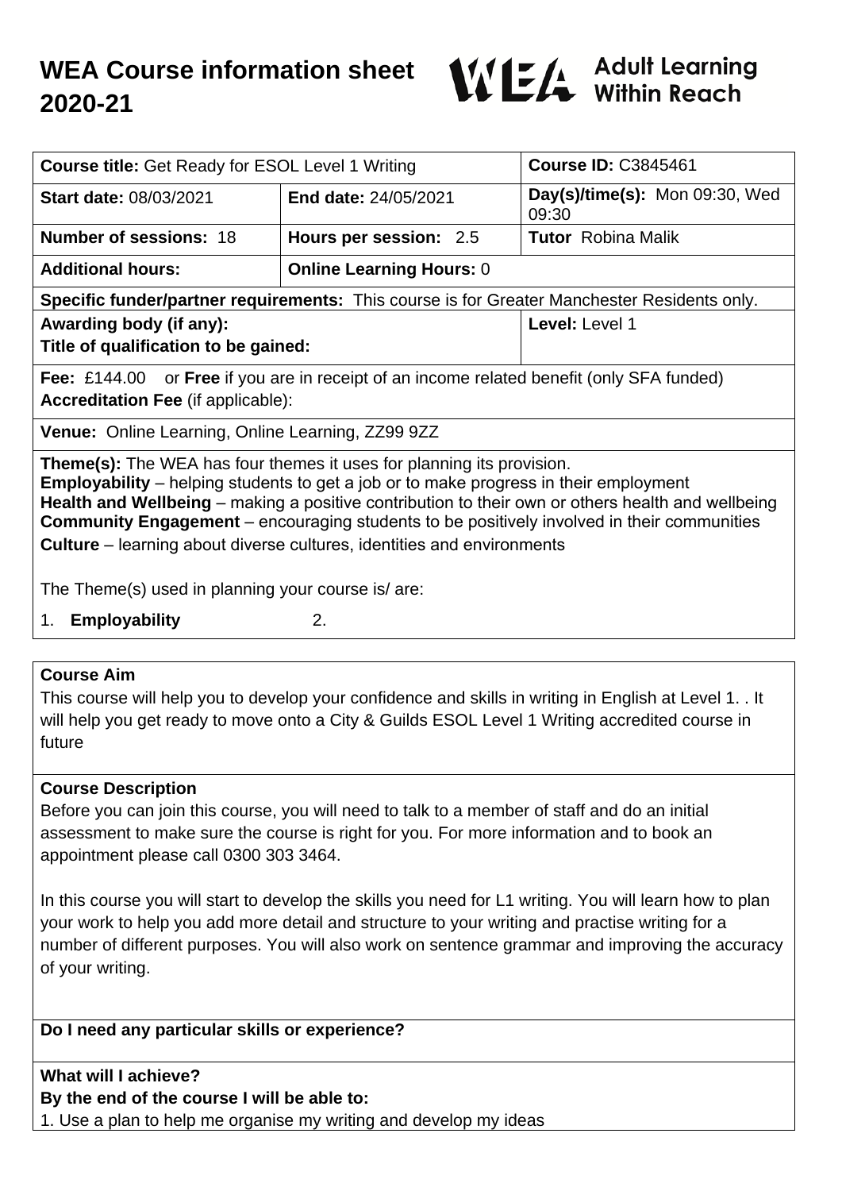# WEA Course information sheet 2020-21

WEA Adult Learning Within Reach

| **Course title:** Get Ready for ESOL Level 1 Writing | | **Course ID:** C3845461 |
|---|---|---|
| **Start date:** 08/03/2021 | **End date:** 24/05/2021 | **Day(s)/time(s):** Mon 09:30, Wed 09:30 |
| **Number of sessions:** 18 | **Hours per session:** 2.5 | **Tutor** Robina Malik |
| **Additional hours:** | **Online Learning Hours:** 0 | |
| **Specific funder/partner requirements:** This course is for Greater Manchester Residents only. | | |
| **Awarding body (if any):** **Title of qualification to be gained:** | | **Level:** Level 1 |
| **Fee:** £144.00 or **Free** if you are in receipt of an income related benefit (only SFA funded) **Accreditation Fee** (if applicable): | | |
| **Venue:** Online Learning, Online Learning, ZZ99 9ZZ | | |

**Theme(s):** The WEA has four themes it uses for planning its provision.
**Employability** – helping students to get a job or to make progress in their employment
**Health and Wellbeing** – making a positive contribution to their own or others health and wellbeing
**Community Engagement** – encouraging students to be positively involved in their communities
**Culture** – learning about diverse cultures, identities and environments

The Theme(s) used in planning your course is/ are:

1. **Employability** 2.

## Course Aim

This course will help you to develop your confidence and skills in writing in English at Level 1. . It will help you get ready to move onto a City & Guilds ESOL Level 1 Writing accredited course in future

## Course Description

Before you can join this course, you will need to talk to a member of staff and do an initial assessment to make sure the course is right for you. For more information and to book an appointment please call 0300 303 3464.

In this course you will start to develop the skills you need for L1 writing. You will learn how to plan your work to help you add more detail and structure to your writing and practise writing for a number of different purposes. You will also work on sentence grammar and improving the accuracy of your writing.

## Do I need any particular skills or experience?

## What will I achieve?

**By the end of the course I will be able to:**

1. Use a plan to help me organise my writing and develop my ideas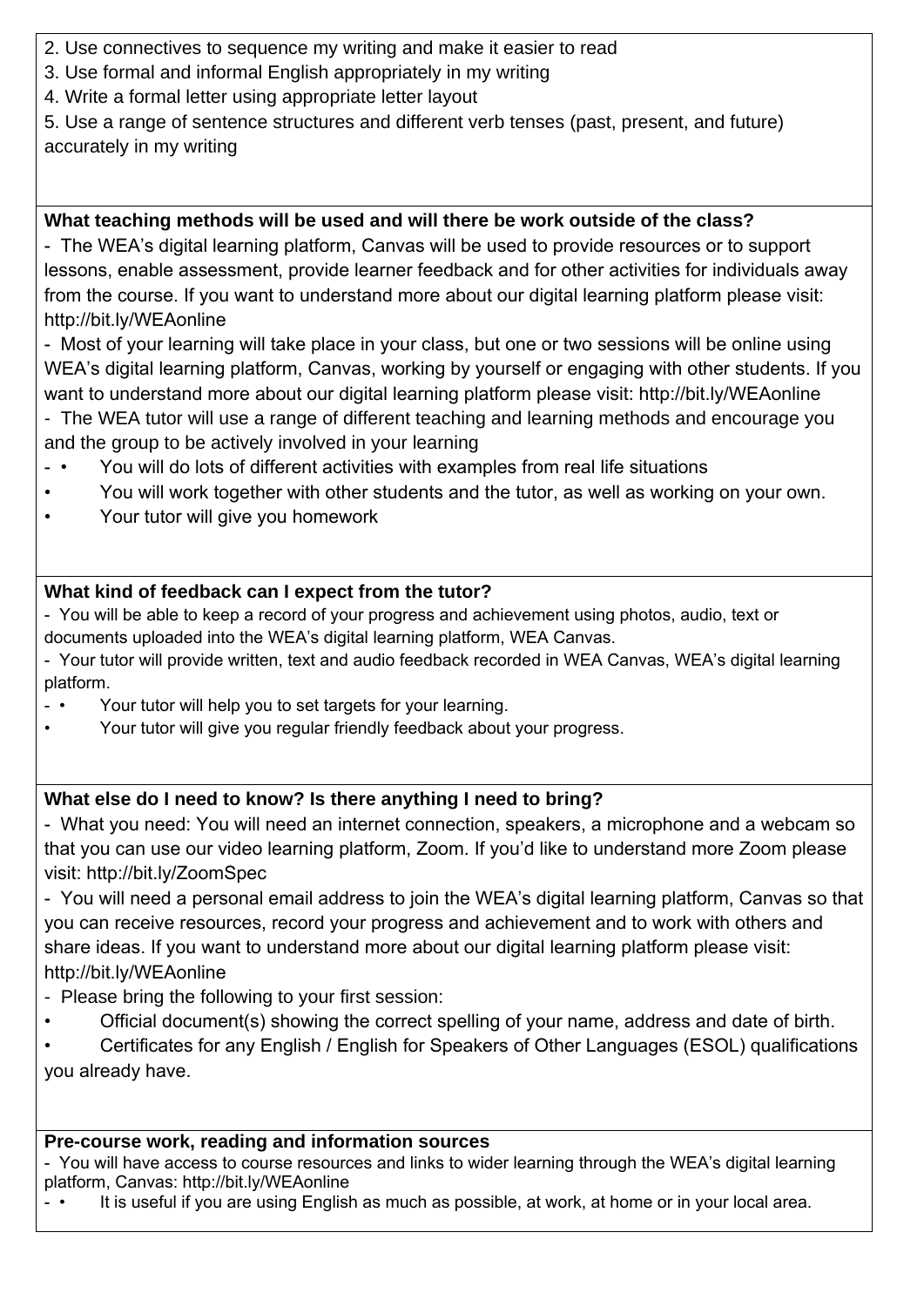2. Use connectives to sequence my writing and make it easier to read
3. Use formal and informal English appropriately in my writing
4. Write a formal letter using appropriate letter layout
5. Use a range of sentence structures and different verb tenses (past, present, and future) accurately in my writing

**What teaching methods will be used and will there be work outside of the class?**

- The WEA's digital learning platform, Canvas will be used to provide resources or to support lessons, enable assessment, provide learner feedback and for other activities for individuals away from the course. If you want to understand more about our digital learning platform please visit: http://bit.ly/WEAonline
- Most of your learning will take place in your class, but one or two sessions will be online using WEA's digital learning platform, Canvas, working by yourself or engaging with other students. If you want to understand more about our digital learning platform please visit: http://bit.ly/WEAonline
- The WEA tutor will use a range of different teaching and learning methods and encourage you and the group to be actively involved in your learning
- • You will do lots of different activities with examples from real life situations
• You will work together with other students and the tutor, as well as working on your own.
• Your tutor will give you homework

**What kind of feedback can I expect from the tutor?**

- You will be able to keep a record of your progress and achievement using photos, audio, text or documents uploaded into the WEA's digital learning platform, WEA Canvas.
- Your tutor will provide written, text and audio feedback recorded in WEA Canvas, WEA's digital learning platform.
- • Your tutor will help you to set targets for your learning.
• Your tutor will give you regular friendly feedback about your progress.

**What else do I need to know? Is there anything I need to bring?**

- What you need: You will need an internet connection, speakers, a microphone and a webcam so that you can use our video learning platform, Zoom. If you'd like to understand more Zoom please visit: http://bit.ly/ZoomSpec
- You will need a personal email address to join the WEA's digital learning platform, Canvas so that you can receive resources, record your progress and achievement and to work with others and share ideas. If you want to understand more about our digital learning platform please visit: http://bit.ly/WEAonline
- Please bring the following to your first session:
• Official document(s) showing the correct spelling of your name, address and date of birth.
• Certificates for any English / English for Speakers of Other Languages (ESOL) qualifications you already have.

**Pre-course work, reading and information sources**

- You will have access to course resources and links to wider learning through the WEA's digital learning platform, Canvas: http://bit.ly/WEAonline
- • It is useful if you are using English as much as possible, at work, at home or in your local area.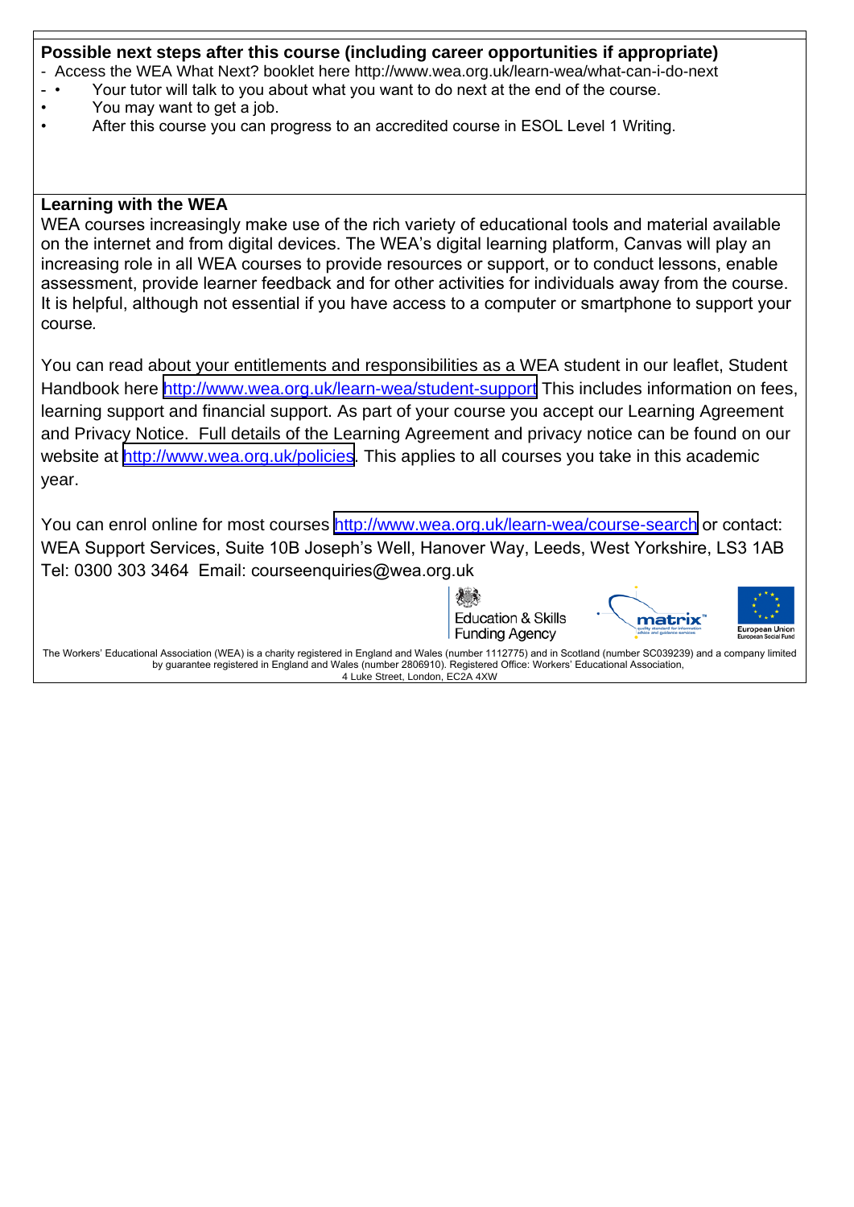**Possible next steps after this course (including career opportunities if appropriate)**

- Access the WEA What Next? booklet here http://www.wea.org.uk/learn-wea/what-can-i-do-next
- • Your tutor will talk to you about what you want to do next at the end of the course.
- You may want to get a job.
- After this course you can progress to an accredited course in ESOL Level 1 Writing.

**Learning with the WEA**

WEA courses increasingly make use of the rich variety of educational tools and material available on the internet and from digital devices. The WEA's digital learning platform, Canvas will play an increasing role in all WEA courses to provide resources or support, or to conduct lessons, enable assessment, provide learner feedback and for other activities for individuals away from the course. It is helpful, although not essential if you have access to a computer or smartphone to support your course.

You can read about your entitlements and responsibilities as a WEA student in our leaflet, Student Handbook here http://www.wea.org.uk/learn-wea/student-support This includes information on fees, learning support and financial support. As part of your course you accept our Learning Agreement and Privacy Notice. Full details of the Learning Agreement and privacy notice can be found on our website at http://www.wea.org.uk/policies. This applies to all courses you take in this academic year.

You can enrol online for most courses http://www.wea.org.uk/learn-wea/course-search or contact: WEA Support Services, Suite 10B Joseph's Well, Hanover Way, Leeds, West Yorkshire, LS3 1AB
Tel: 0300 303 3464 Email: courseenquiries@wea.org.uk

Education & Skills Funding Agency

matrix

European Union European Social Fund

The Workers' Educational Association (WEA) is a charity registered in England and Wales (number 1112775) and in Scotland (number SC039239) and a company limited by guarantee registered in England and Wales (number 2806910). Registered Office: Workers' Educational Association, 4 Luke Street, London, EC2A 4XW